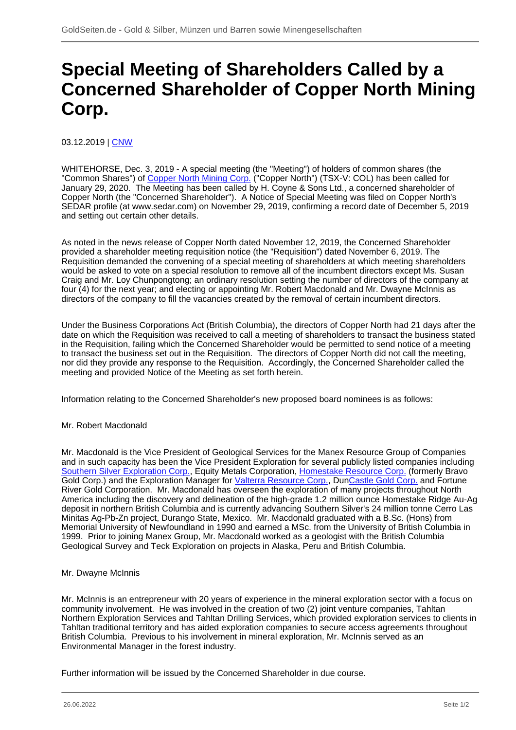# Special Meeting of Shareholders Called by a Concerned Shareholder of Copper North Mining Corp.

03.12.2019 | CNW

WHITEHORSE, Dec. 3, 2019 - A special meeting (the "Meeting") of holders of common shares (the "Common Shares") of Copper North Mining Corp. ("Copper North") (TSX-V: COL) has been called for January 29, 2020. The Meeting has been called by H. Coyne & Sons Ltd., a concerned shareholder of Copper North (the "Concerned Shareholder"). A Notice of Special Meeting was filed on Copper North's SEDAR profile (at www.sedar.com) on November 29, 2019, confirming a record date of December 5, 2019 and setting out certain other details.

As noted in the news release of Copper North dated November 12, 2019, the Concerned Shareholder provided a shareholder meeting requisition notice (the "Requisition") dated November 6, 2019. The Requisition demanded the convening of a special meeting of shareholders at which meeting shareholders would be asked to vote on a special resolution to remove all of the incumbent directors except Ms. Susan Craig and Mr. Loy Chunpongtong; an ordinary resolution setting the number of directors of the company at four (4) for the next year; and electing or appointing Mr. Robert Macdonald and Mr. Dwayne McInnis as directors of the company to fill the vacancies created by the removal of certain incumbent directors.

Under the Business Corporations Act (British Columbia), the directors of Copper North had 21 days after the date on which the Requisition was received to call a meeting of shareholders to transact the business stated in the Requisition, failing which the Concerned Shareholder would be permitted to send notice of a meeting to transact the business set out in the Requisition. The directors of Copper North did not call the meeting, nor did they provide any response to the Requisition. Accordingly, the Concerned Shareholder called the meeting and provided Notice of the Meeting as set forth herein.

Information relating to the Concerned Shareholder's new proposed board nominees is as follows:

Mr. Robert Macdonald

Mr. Macdonald is the Vice President of Geological Services for the Manex Resource Group of Companies and in such capacity has been the Vice President Exploration for several publicly listed companies including Southern Silver Exploration Corp., Equity Metals Corporation, Homestake Resource Corp. (formerly Bravo Gold Corp.) and the Exploration Manager for Valterra Resource Corp., DunCastle Gold Corp. and Fortune River Gold Corporation. Mr. Macdonald has overseen the exploration of many projects throughout North America including the discovery and delineation of the high-grade 1.2 million ounce Homestake Ridge Au-Ag deposit in northern British Columbia and is currently advancing Southern Silver's 24 million tonne Cerro Las Minitas Ag-Pb-Zn project, Durango State, Mexico. Mr. Macdonald graduated with a B.Sc. (Hons) from Memorial University of Newfoundland in 1990 and earned a MSc. from the University of British Columbia in 1999. Prior to joining Manex Group, Mr. Macdonald worked as a geologist with the British Columbia Geological Survey and Teck Exploration on projects in Alaska, Peru and British Columbia.

Mr. Dwayne McInnis

Mr. McInnis is an entrepreneur with 20 years of experience in the mineral exploration sector with a focus on community involvement. He was involved in the creation of two (2) joint venture companies, Tahltan Northern Exploration Services and Tahltan Drilling Services, which provided exploration services to clients in Tahltan traditional territory and has aided exploration companies to secure access agreements throughout British Columbia. Previous to his involvement in mineral exploration, Mr. McInnis served as an Environmental Manager in the forest industry.

Further information will be issued by the Concerned Shareholder in due course.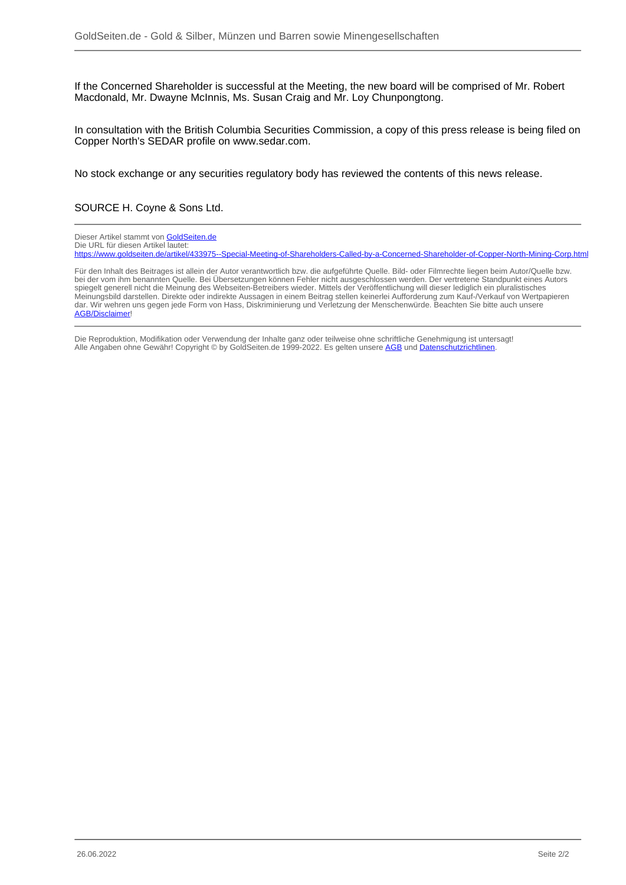If the Concerned Shareholder is successful at the Meeting, the new board will be comprised of Mr. Robert Macdonald, Mr. Dwayne McInnis, Ms. Susan Craig and Mr. Loy Chunpongtong.

In consultation with the British Columbia Securities Commission, a copy of this press release is being filed on Copper North's SEDAR profile on www.sedar.com.

No stock exchange or any securities regulatory body has reviewed the contents of this news release.

SOURCE H. Coyne & Sons Ltd.

---

Dieser Artikel stammt von GoldSeiten.de
Die URL für diesen Artikel lautet:
https://www.goldseiten.de/artikel/433975--Special-Meeting-of-Shareholders-Called-by-a-Concerned-Shareholder-of-Copper-North-Mining-Corp.html

Für den Inhalt des Beitrages ist allein der Autor verantwortlich bzw. die aufgeführte Quelle. Bild- oder Filmrechte liegen beim Autor/Quelle bzw. bei der vom ihm benannten Quelle. Bei Übersetzungen können Fehler nicht ausgeschlossen werden. Der vertretene Standpunkt eines Autors spiegelt generell nicht die Meinung des Webseiten-Betreibers wieder. Mittels der Veröffentlichung will dieser lediglich ein pluralistisches Meinungsbild darstellen. Direkte oder indirekte Aussagen in einem Beitrag stellen keinerlei Aufforderung zum Kauf-/Verkauf von Wertpapieren dar. Wir wehren uns gegen jede Form von Hass, Diskriminierung und Verletzung der Menschenwürde. Beachten Sie bitte auch unsere AGB/Disclaimer!

---

Die Reproduktion, Modifikation oder Verwendung der Inhalte ganz oder teilweise ohne schriftliche Genehmigung ist untersagt!
Alle Angaben ohne Gewähr! Copyright © by GoldSeiten.de 1999-2022. Es gelten unsere AGB und Datenschutzrichtlinien.